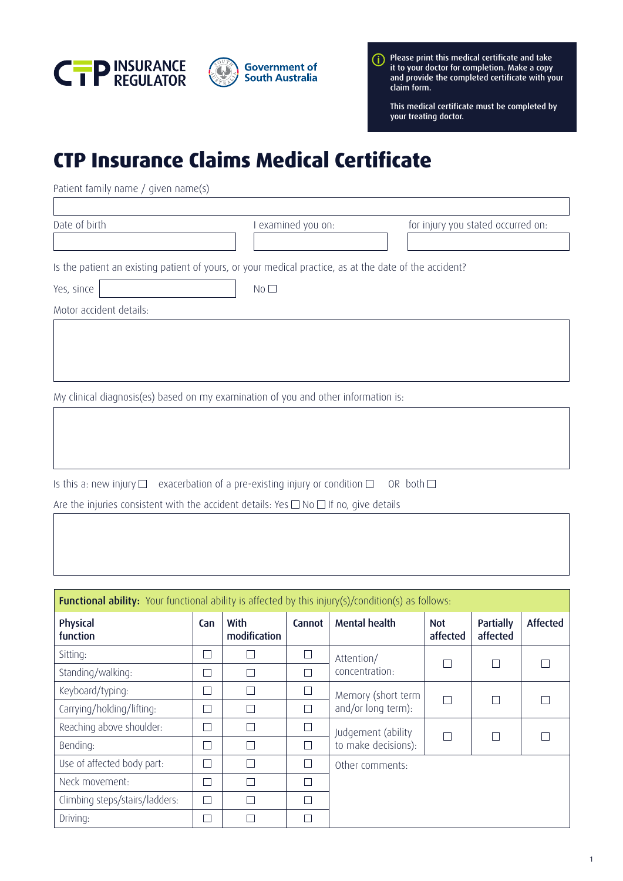CTP INSURANCE REGULATOR

Government of South Australia

> Please print this medical certificate and take it to your doctor for completion. Make a copy and provide the completed certificate with your claim form.
>
> This medical certificate must be completed by your treating doctor.

# CTP Insurance Claims Medical Certificate

Patient family name / given name(s)

Date of birth

I examined you on:

for injury you stated occurred on:

Is the patient an existing patient of yours, or your medical practice, as at the date of the accident?

Yes, since ☐ No ☐

Motor accident details:

My clinical diagnosis(es) based on my examination of you and other information is:

Is this a: new injury ☐ exacerbation of a pre-existing injury or condition ☐ OR both ☐

Are the injuries consistent with the accident details: Yes ☐ No ☐ If no, give details

**Functional ability:** Your functional ability is affected by this injury(s)/condition(s) as follows:

| Physical function | Can | With modification | Cannot | Mental health | Not affected | Partially affected | Affected |
|---|---|---|---|---|---|---|---|
| Sitting: | ☐ | ☐ | ☐ | Attention/ concentration: | ☐ | ☐ | ☐ |
| Standing/walking: | ☐ | ☐ | ☐ | | | | |
| Keyboard/typing: | ☐ | ☐ | ☐ | Memory (short term and/or long term): | ☐ | ☐ | ☐ |
| Carrying/holding/lifting: | ☐ | ☐ | ☐ | | | | |
| Reaching above shoulder: | ☐ | ☐ | ☐ | Judgement (ability to make decisions): | ☐ | ☐ | ☐ |
| Bending: | ☐ | ☐ | ☐ | | | | |
| Use of affected body part: | ☐ | ☐ | ☐ | Other comments: | | | |
| Neck movement: | ☐ | ☐ | ☐ | | | | |
| Climbing steps/stairs/ladders: | ☐ | ☐ | ☐ | | | | |
| Driving: | ☐ | ☐ | ☐ | | | | |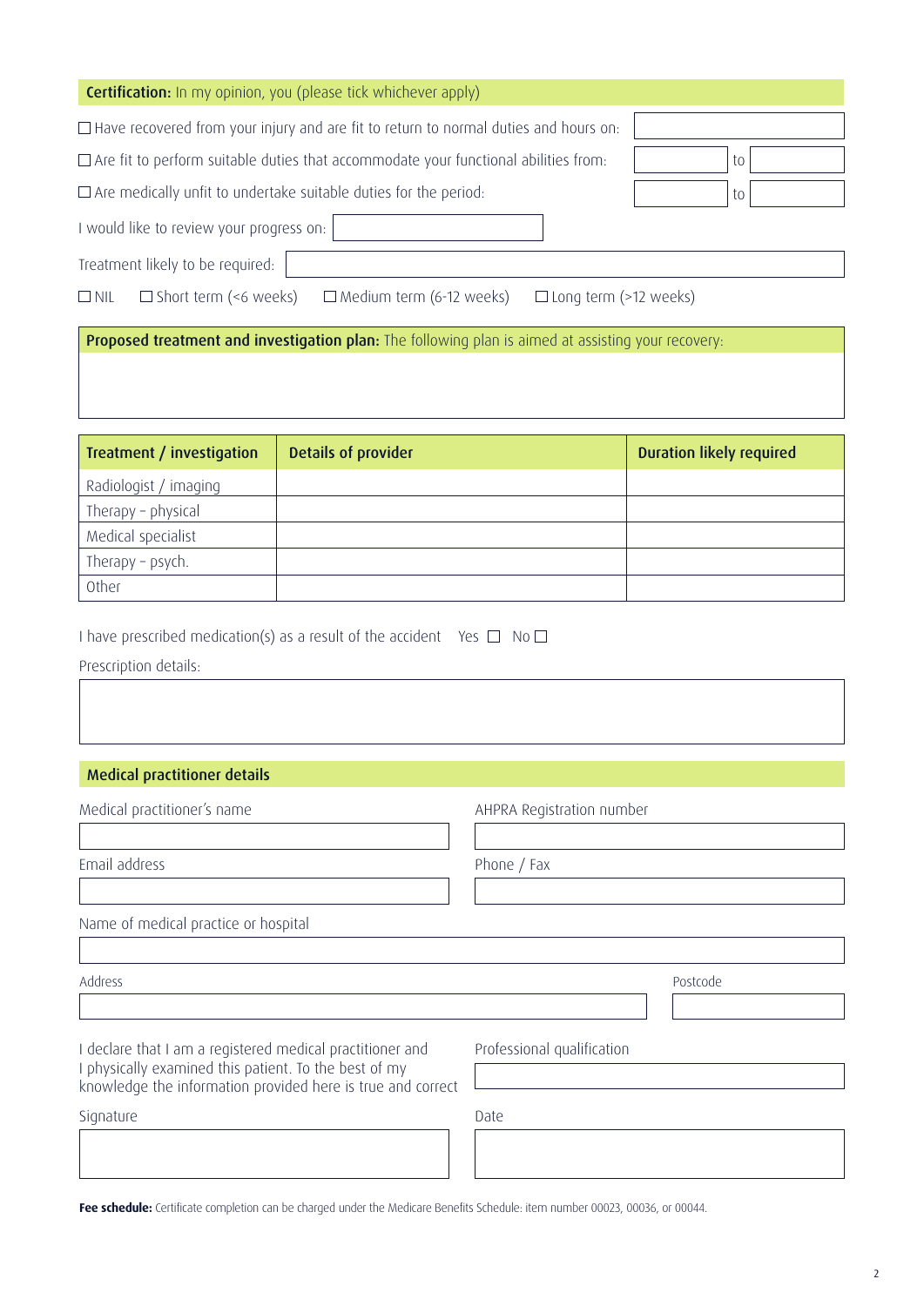**Certification:** In my opinion, you (please tick whichever apply)

☐ Have recovered from your injury and are fit to return to normal duties and hours on:

☐ Are fit to perform suitable duties that accommodate your functional abilities from: ______ to ______

☐ Are medically unfit to undertake suitable duties for the period: ______ to ______

I would like to review your progress on:

Treatment likely to be required:

☐ NIL ☐ Short term (<6 weeks) ☐ Medium term (6-12 weeks) ☐ Long term (>12 weeks)

**Proposed treatment and investigation plan:** The following plan is aimed at assisting your recovery:

| Treatment / investigation | Details of provider | Duration likely required |
|---|---|---|
| Radiologist / imaging | | |
| Therapy – physical | | |
| Medical specialist | | |
| Therapy – psych. | | |
| Other | | |

I have prescribed medication(s) as a result of the accident Yes ☐ No ☐

Prescription details:

## Medical practitioner details

Medical practitioner's name

AHPRA Registration number

Email address

Phone / Fax

Name of medical practice or hospital

Address

Postcode

I declare that I am a registered medical practitioner and I physically examined this patient. To the best of my knowledge the information provided here is true and correct

Professional qualification

Signature

Date

**Fee schedule:** Certificate completion can be charged under the Medicare Benefits Schedule: item number 00023, 00036, or 00044.